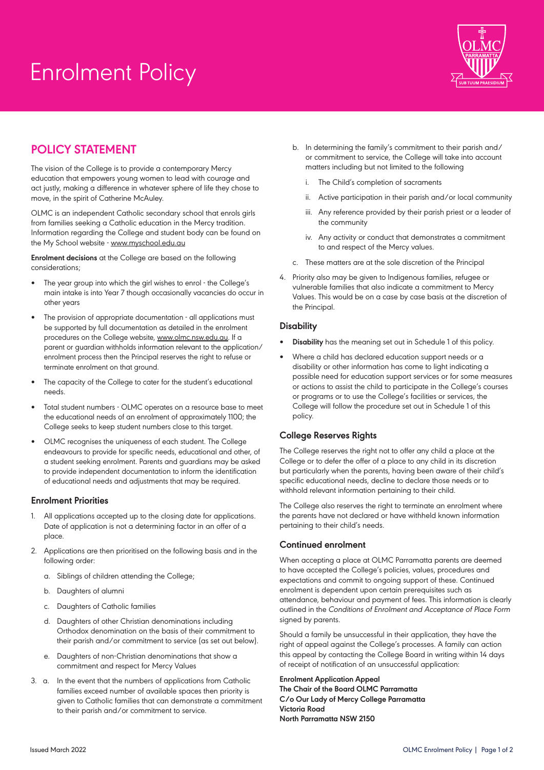# Enrolment Policy

## POLICY STATEMENT

The vision of the College is to provide a contemporary Mercy education that empowers young women to lead with courage and act justly, making a difference in whatever sphere of life they chose to move, in the spirit of Catherine McAuley.

OLMC is an independent Catholic secondary school that enrols girls from families seeking a Catholic education in the Mercy tradition. Information regarding the College and student body can be found on the My School website - www.myschool.edu.au

**Enrolment decisions** at the College are based on the following considerations;

- The year group into which the girl wishes to enrol - the College's main intake is into Year 7 though occasionally vacancies do occur in other years
- The provision of appropriate documentation - all applications must be supported by full documentation as detailed in the enrolment procedures on the College website, www.olmc.nsw.edu.au. If a parent or guardian withholds information relevant to the application/enrolment process then the Principal reserves the right to refuse or terminate enrolment on that ground.
- The capacity of the College to cater for the student's educational needs.
- Total student numbers - OLMC operates on a resource base to meet the educational needs of an enrolment of approximately 1100; the College seeks to keep student numbers close to this target.
- OLMC recognises the uniqueness of each student. The College endeavours to provide for specific needs, educational and other, of a student seeking enrolment. Parents and guardians may be asked to provide independent documentation to inform the identification of educational needs and adjustments that may be required.

### Enrolment Priorities

1. All applications accepted up to the closing date for applications. Date of application is not a determining factor in an offer of a place.
2. Applications are then prioritised on the following basis and in the following order:
   a. Siblings of children attending the College;
   b. Daughters of alumni
   c. Daughters of Catholic families
   d. Daughters of other Christian denominations including Orthodox denomination on the basis of their commitment to their parish and/or commitment to service (as set out below).
   e. Daughters of non-Christian denominations that show a commitment and respect for Mercy Values
3. a. In the event that the numbers of applications from Catholic families exceed number of available spaces then priority is given to Catholic families that can demonstrate a commitment to their parish and/or commitment to service.
   b. In determining the family's commitment to their parish and/or commitment to service, the College will take into account matters including but not limited to the following
      i. The Child's completion of sacraments
      ii. Active participation in their parish and/or local community
      iii. Any reference provided by their parish priest or a leader of the community
      iv. Any activity or conduct that demonstrates a commitment to and respect of the Mercy values.
   c. These matters are at the sole discretion of the Principal
4. Priority also may be given to Indigenous families, refugee or vulnerable families that also indicate a commitment to Mercy Values. This would be on a case by case basis at the discretion of the Principal.

### Disability

- **Disability** has the meaning set out in Schedule 1 of this policy.
- Where a child has declared education support needs or a disability or other information has come to light indicating a possible need for education support services or for some measures or actions to assist the child to participate in the College's courses or programs or to use the College's facilities or services, the College will follow the procedure set out in Schedule 1 of this policy.

### College Reserves Rights

The College reserves the right not to offer any child a place at the College or to defer the offer of a place to any child in its discretion but particularly when the parents, having been aware of their child's specific educational needs, decline to declare those needs or to withhold relevant information pertaining to their child.

The College also reserves the right to terminate an enrolment where the parents have not declared or have withheld known information pertaining to their child's needs.

### Continued enrolment

When accepting a place at OLMC Parramatta parents are deemed to have accepted the College's policies, values, procedures and expectations and commit to ongoing support of these. Continued enrolment is dependent upon certain prerequisites such as attendance, behaviour and payment of fees. This information is clearly outlined in the *Conditions of Enrolment and Acceptance of Place Form* signed by parents.

Should a family be unsuccessful in their application, they have the right of appeal against the College's processes. A family can action this appeal by contacting the College Board in writing within 14 days of receipt of notification of an unsuccessful application:

**Enrolment Application Appeal**
**The Chair of the Board OLMC Parramatta**
**C/o Our Lady of Mercy College Parramatta**
**Victoria Road**
**North Parramatta NSW 2150**

Issued March 2022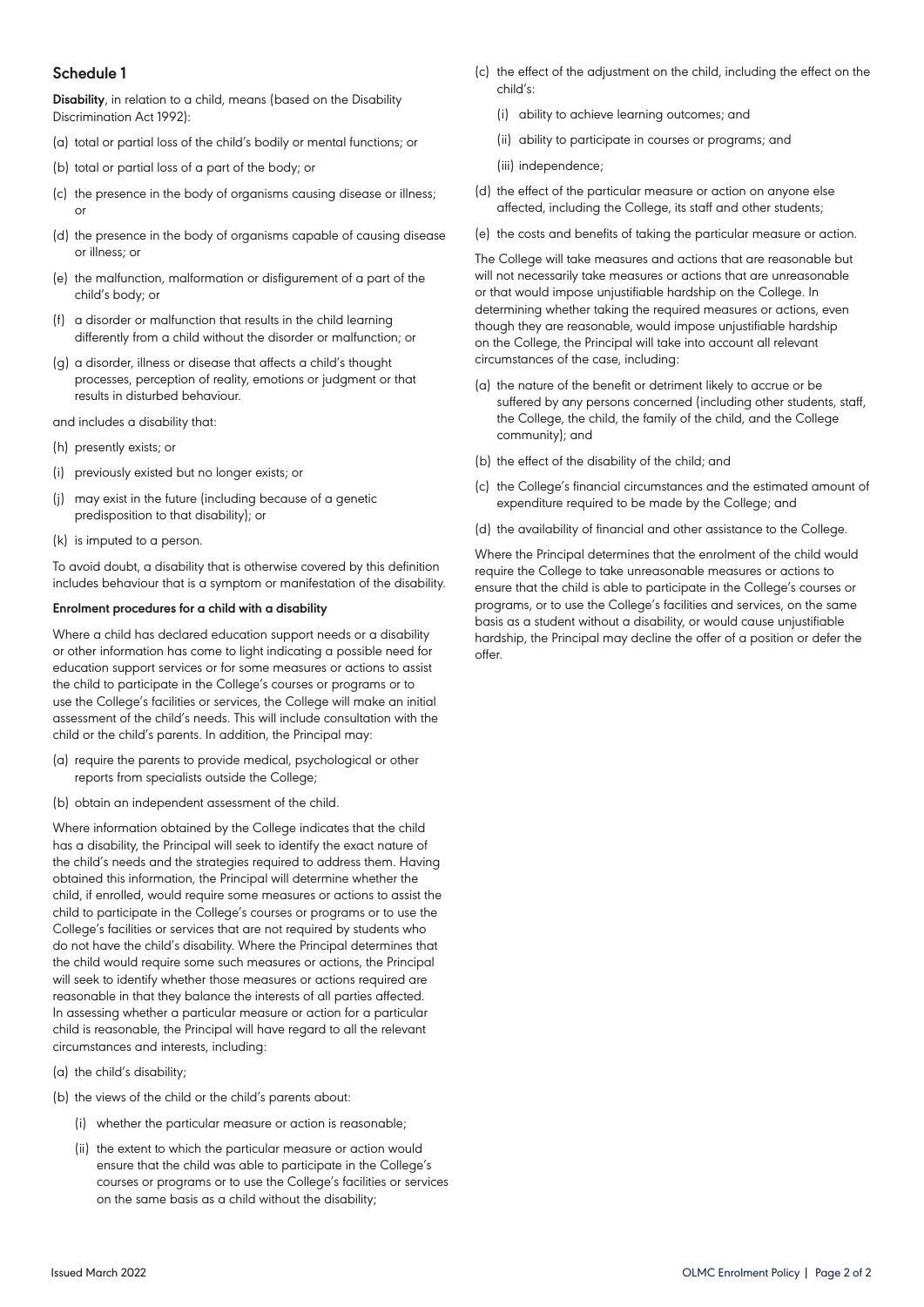## Schedule 1

**Disability**, in relation to a child, means (based on the Disability Discrimination Act 1992):

(a) total or partial loss of the child's bodily or mental functions; or

(b) total or partial loss of a part of the body; or

(c) the presence in the body of organisms causing disease or illness; or

(d) the presence in the body of organisms capable of causing disease or illness; or

(e) the malfunction, malformation or disfigurement of a part of the child's body; or

(f) a disorder or malfunction that results in the child learning differently from a child without the disorder or malfunction; or

(g) a disorder, illness or disease that affects a child's thought processes, perception of reality, emotions or judgment or that results in disturbed behaviour.

and includes a disability that:

(h) presently exists; or

(i) previously existed but no longer exists; or

(j) may exist in the future (including because of a genetic predisposition to that disability); or

(k) is imputed to a person.

To avoid doubt, a disability that is otherwise covered by this definition includes behaviour that is a symptom or manifestation of the disability.

**Enrolment procedures for a child with a disability**

Where a child has declared education support needs or a disability or other information has come to light indicating a possible need for education support services or for some measures or actions to assist the child to participate in the College's courses or programs or to use the College's facilities or services, the College will make an initial assessment of the child's needs. This will include consultation with the child or the child's parents. In addition, the Principal may:

(a) require the parents to provide medical, psychological or other reports from specialists outside the College;

(b) obtain an independent assessment of the child.

Where information obtained by the College indicates that the child has a disability, the Principal will seek to identify the exact nature of the child's needs and the strategies required to address them. Having obtained this information, the Principal will determine whether the child, if enrolled, would require some measures or actions to assist the child to participate in the College's courses or programs or to use the College's facilities or services that are not required by students who do not have the child's disability. Where the Principal determines that the child would require some such measures or actions, the Principal will seek to identify whether those measures or actions required are reasonable in that they balance the interests of all parties affected. In assessing whether a particular measure or action for a particular child is reasonable, the Principal will have regard to all the relevant circumstances and interests, including:

(a) the child's disability;

(b) the views of the child or the child's parents about:

 (i) whether the particular measure or action is reasonable;

 (ii) the extent to which the particular measure or action would ensure that the child was able to participate in the College's courses or programs or to use the College's facilities or services on the same basis as a child without the disability;

(c) the effect of the adjustment on the child, including the effect on the child's:

 (i) ability to achieve learning outcomes; and

 (ii) ability to participate in courses or programs; and

 (iii) independence;

(d) the effect of the particular measure or action on anyone else affected, including the College, its staff and other students;

(e) the costs and benefits of taking the particular measure or action.

The College will take measures and actions that are reasonable but will not necessarily take measures or actions that are unreasonable or that would impose unjustifiable hardship on the College. In determining whether taking the required measures or actions, even though they are reasonable, would impose unjustifiable hardship on the College, the Principal will take into account all relevant circumstances of the case, including:

(a) the nature of the benefit or detriment likely to accrue or be suffered by any persons concerned (including other students, staff, the College, the child, the family of the child, and the College community); and

(b) the effect of the disability of the child; and

(c) the College's financial circumstances and the estimated amount of expenditure required to be made by the College; and

(d) the availability of financial and other assistance to the College.

Where the Principal determines that the enrolment of the child would require the College to take unreasonable measures or actions to ensure that the child is able to participate in the College's courses or programs, or to use the College's facilities and services, on the same basis as a student without a disability, or would cause unjustifiable hardship, the Principal may decline the offer of a position or defer the offer.